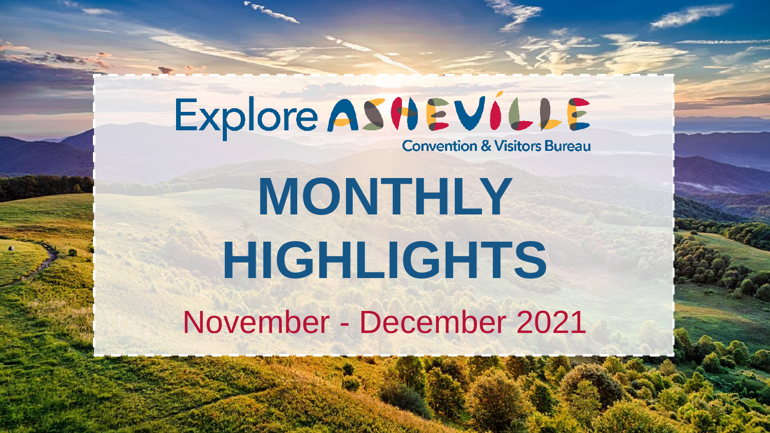Explore ASHEVILLE

Convention & Visitors Bureau

# MONTHLY HIGHLIGHTS

November - December 2021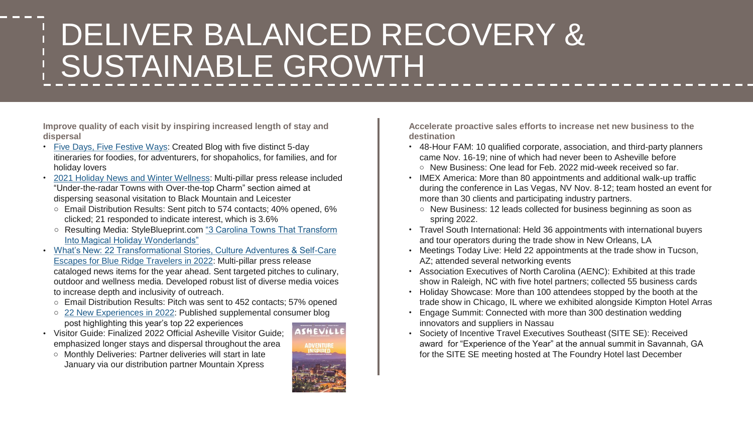# DELIVER BALANCED RECOVERY & SUSTAINABLE GROWTH

**Improve quality of each visit by inspiring increased length of stay and dispersal**

- Five Days, Five Festive Ways: Created Blog with five distinct 5-day itineraries for foodies, for adventurers, for shopaholics, for families, and for holiday lovers
- 2021 Holiday News and Winter Wellness: Multi-pillar press release included "Under-the-radar Towns with Over-the-top Charm" section aimed at dispersing seasonal visitation to Black Mountain and Leicester
  - Email Distribution Results: Sent pitch to 574 contacts; 40% opened, 6% clicked; 21 responded to indicate interest, which is 3.6%
  - Resulting Media: StyleBlueprint.com "3 Carolina Towns That Transform Into Magical Holiday Wonderlands"
- What's New: 22 Transformational Stories, Culture Adventures & Self-Care Escapes for Blue Ridge Travelers in 2022: Multi-pillar press release cataloged news items for the year ahead. Sent targeted pitches to culinary, outdoor and wellness media. Developed robust list of diverse media voices to increase depth and inclusivity of outreach.
  - Email Distribution Results: Pitch was sent to 452 contacts; 57% opened
  - 22 New Experiences in 2022: Published supplemental consumer blog post highlighting this year's top 22 experiences
- Visitor Guide: Finalized 2022 Official Asheville Visitor Guide; emphasized longer stays and dispersal throughout the area
  - Monthly Deliveries: Partner deliveries will start in late January via our distribution partner Mountain Xpress

**Accelerate proactive sales efforts to increase net new business to the destination**

- 48-Hour FAM: 10 qualified corporate, association, and third-party planners came Nov. 16-19; nine of which had never been to Asheville before
  - New Business: One lead for Feb. 2022 mid-week received so far.
- IMEX America: More than 80 appointments and additional walk-up traffic during the conference in Las Vegas, NV Nov. 8-12; team hosted an event for more than 30 clients and participating industry partners.
  - New Business: 12 leads collected for business beginning as soon as spring 2022.
- Travel South International: Held 36 appointments with international buyers and tour operators during the trade show in New Orleans, LA
- Meetings Today Live: Held 22 appointments at the trade show in Tucson, AZ; attended several networking events
- Association Executives of North Carolina (AENC): Exhibited at this trade show in Raleigh, NC with five hotel partners; collected 55 business cards
- Holiday Showcase: More than 100 attendees stopped by the booth at the trade show in Chicago, IL where we exhibited alongside Kimpton Hotel Arras
- Engage Summit: Connected with more than 300 destination wedding innovators and suppliers in Nassau
- Society of Incentive Travel Executives Southeast (SITE SE): Received award for "Experience of the Year" at the annual summit in Savannah, GA for the SITE SE meeting hosted at The Foundry Hotel last December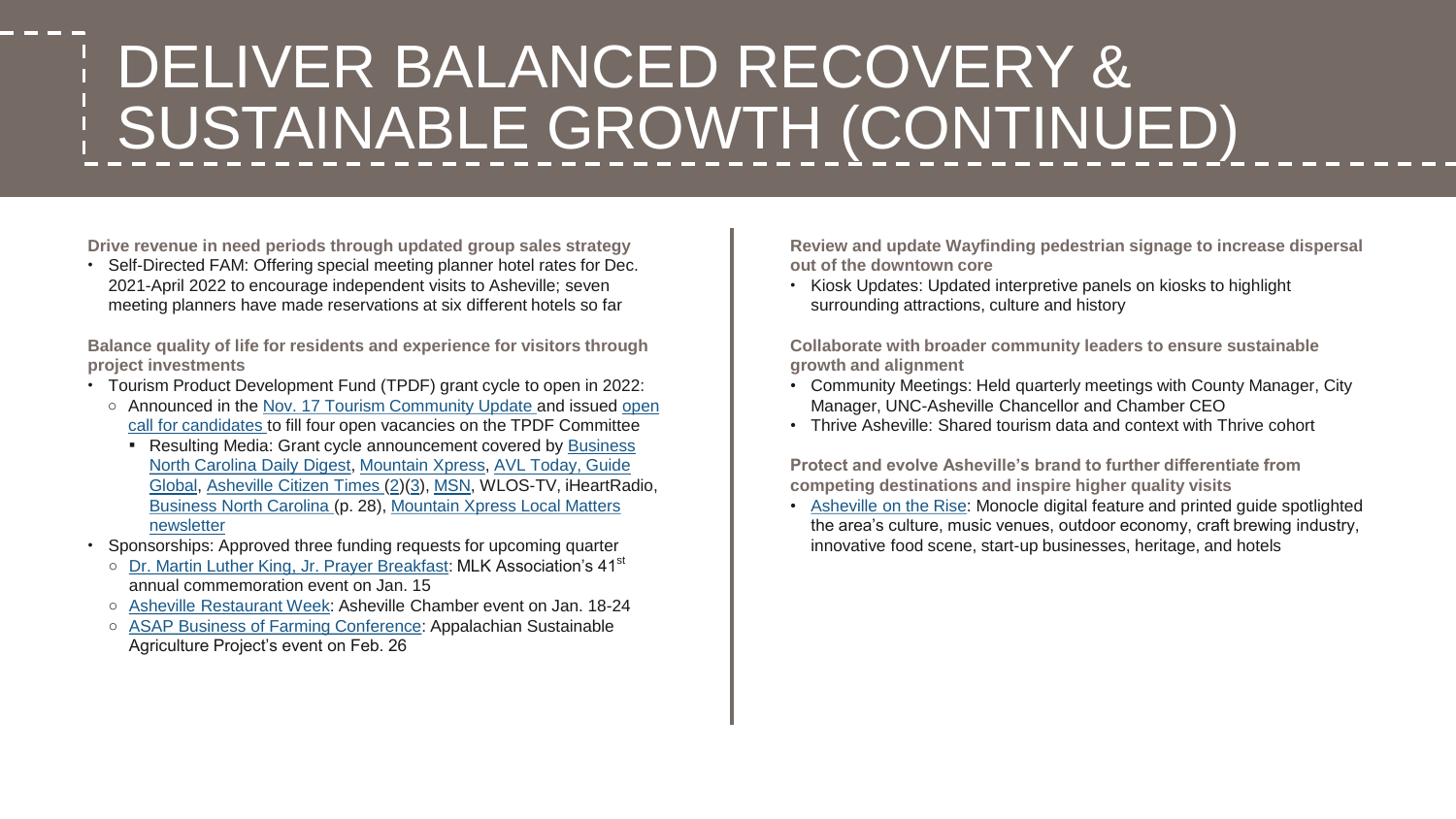# DELIVER BALANCED RECOVERY & SUSTAINABLE GROWTH (CONTINUED)

**Drive revenue in need periods through updated group sales strategy**

- Self-Directed FAM: Offering special meeting planner hotel rates for Dec. 2021-April 2022 to encourage independent visits to Asheville; seven meeting planners have made reservations at six different hotels so far

**Balance quality of life for residents and experience for visitors through project investments**

- Tourism Product Development Fund (TPDF) grant cycle to open in 2022:
  - Announced in the Nov. 17 Tourism Community Update and issued open call for candidates to fill four open vacancies on the TPDF Committee
    - Resulting Media: Grant cycle announcement covered by Business North Carolina Daily Digest, Mountain Xpress, AVL Today, Guide Global, Asheville Citizen Times (2)(3), MSN, WLOS-TV, iHeartRadio, Business North Carolina (p. 28), Mountain Xpress Local Matters newsletter
- Sponsorships: Approved three funding requests for upcoming quarter
  - Dr. Martin Luther King, Jr. Prayer Breakfast: MLK Association's 41st annual commemoration event on Jan. 15
  - Asheville Restaurant Week: Asheville Chamber event on Jan. 18-24
  - ASAP Business of Farming Conference: Appalachian Sustainable Agriculture Project's event on Feb. 26

**Review and update Wayfinding pedestrian signage to increase dispersal out of the downtown core**

- Kiosk Updates: Updated interpretive panels on kiosks to highlight surrounding attractions, culture and history

**Collaborate with broader community leaders to ensure sustainable growth and alignment**

- Community Meetings: Held quarterly meetings with County Manager, City Manager, UNC-Asheville Chancellor and Chamber CEO
- Thrive Asheville: Shared tourism data and context with Thrive cohort

**Protect and evolve Asheville's brand to further differentiate from competing destinations and inspire higher quality visits**

- Asheville on the Rise: Monocle digital feature and printed guide spotlighted the area's culture, music venues, outdoor economy, craft brewing industry, innovative food scene, start-up businesses, heritage, and hotels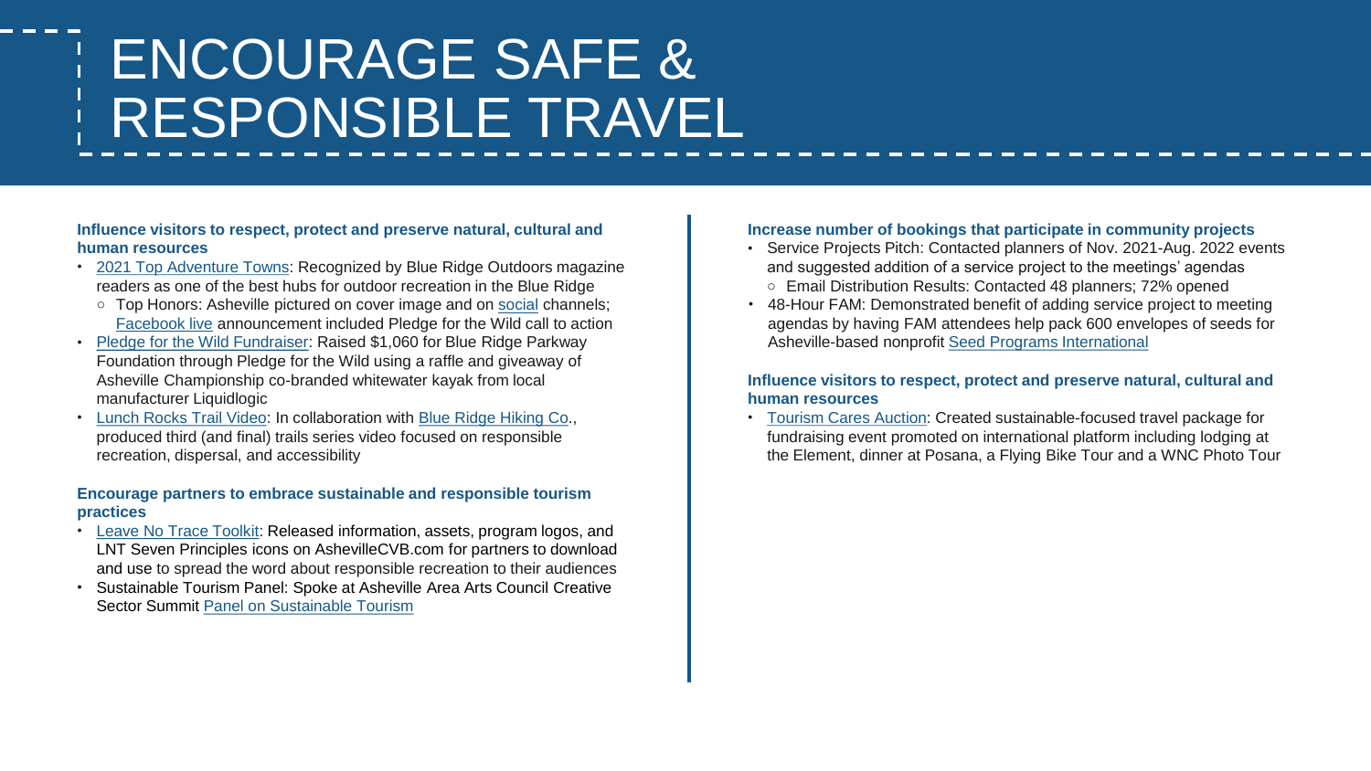# ENCOURAGE SAFE & RESPONSIBLE TRAVEL

**Influence visitors to respect, protect and preserve natural, cultural and human resources**

- 2021 Top Adventure Towns: Recognized by Blue Ridge Outdoors magazine readers as one of the best hubs for outdoor recreation in the Blue Ridge
  - Top Honors: Asheville pictured on cover image and on social channels; Facebook live announcement included Pledge for the Wild call to action
- Pledge for the Wild Fundraiser: Raised $1,060 for Blue Ridge Parkway Foundation through Pledge for the Wild using a raffle and giveaway of Asheville Championship co-branded whitewater kayak from local manufacturer Liquidlogic
- Lunch Rocks Trail Video: In collaboration with Blue Ridge Hiking Co., produced third (and final) trails series video focused on responsible recreation, dispersal, and accessibility

**Encourage partners to embrace sustainable and responsible tourism practices**

- Leave No Trace Toolkit: Released information, assets, program logos, and LNT Seven Principles icons on AshevilleCVB.com for partners to download and use to spread the word about responsible recreation to their audiences
- Sustainable Tourism Panel: Spoke at Asheville Area Arts Council Creative Sector Summit Panel on Sustainable Tourism

**Increase number of bookings that participate in community projects**

- Service Projects Pitch: Contacted planners of Nov. 2021-Aug. 2022 events and suggested addition of a service project to the meetings' agendas
  - Email Distribution Results: Contacted 48 planners; 72% opened
- 48-Hour FAM: Demonstrated benefit of adding service project to meeting agendas by having FAM attendees help pack 600 envelopes of seeds for Asheville-based nonprofit Seed Programs International

**Influence visitors to respect, protect and preserve natural, cultural and human resources**

- Tourism Cares Auction: Created sustainable-focused travel package for fundraising event promoted on international platform including lodging at the Element, dinner at Posana, a Flying Bike Tour and a WNC Photo Tour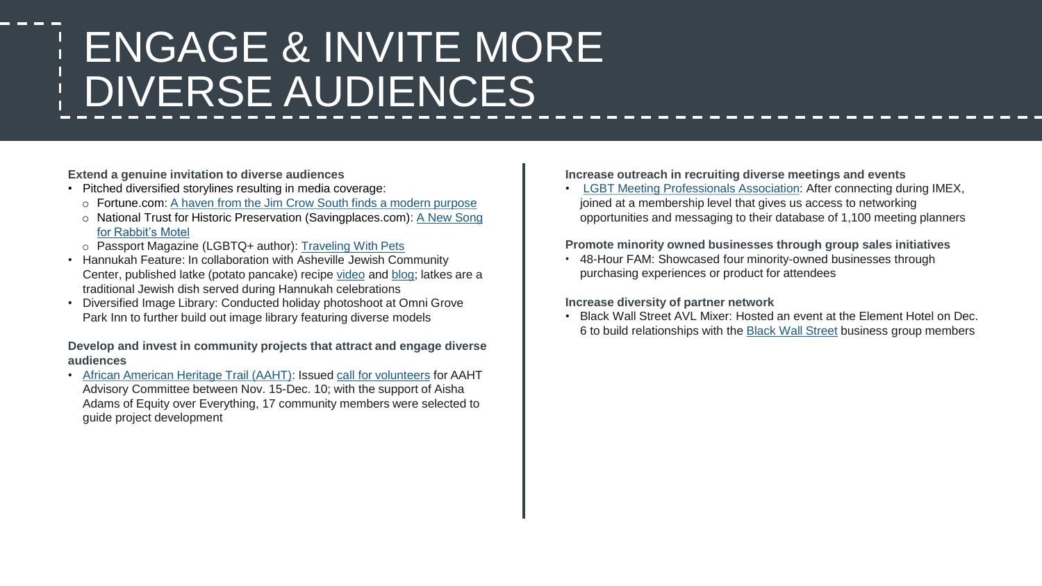# ENGAGE & INVITE MORE DIVERSE AUDIENCES

**Extend a genuine invitation to diverse audiences**

- Pitched diversified storylines resulting in media coverage:
  - Fortune.com: A haven from the Jim Crow South finds a modern purpose
  - National Trust for Historic Preservation (Savingplaces.com): A New Song for Rabbit's Motel
  - Passport Magazine (LGBTQ+ author): Traveling With Pets
- Hannukah Feature: In collaboration with Asheville Jewish Community Center, published latke (potato pancake) recipe video and blog; latkes are a traditional Jewish dish served during Hannukah celebrations
- Diversified Image Library: Conducted holiday photoshoot at Omni Grove Park Inn to further build out image library featuring diverse models

**Develop and invest in community projects that attract and engage diverse audiences**

- African American Heritage Trail (AAHT): Issued call for volunteers for AAHT Advisory Committee between Nov. 15-Dec. 10; with the support of Aisha Adams of Equity over Everything, 17 community members were selected to guide project development

**Increase outreach in recruiting diverse meetings and events**

- LGBT Meeting Professionals Association: After connecting during IMEX, joined at a membership level that gives us access to networking opportunities and messaging to their database of 1,100 meeting planners

**Promote minority owned businesses through group sales initiatives**

- 48-Hour FAM: Showcased four minority-owned businesses through purchasing experiences or product for attendees

**Increase diversity of partner network**

- Black Wall Street AVL Mixer: Hosted an event at the Element Hotel on Dec. 6 to build relationships with the Black Wall Street business group members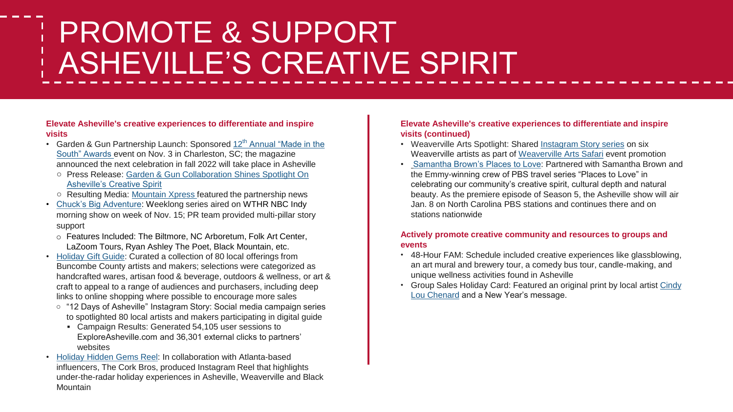# PROMOTE & SUPPORT ASHEVILLE'S CREATIVE SPIRIT

**Elevate Asheville's creative experiences to differentiate and inspire visits**

- Garden & Gun Partnership Launch: Sponsored 12th Annual "Made in the South" Awards event on Nov. 3 in Charleston, SC; the magazine announced the next celebration in fall 2022 will take place in Asheville
  - Press Release: Garden & Gun Collaboration Shines Spotlight On Asheville's Creative Spirit
  - Resulting Media: Mountain Xpress featured the partnership news
- Chuck's Big Adventure: Weeklong series aired on WTHR NBC Indy morning show on week of Nov. 15; PR team provided multi-pillar story support
  - Features Included: The Biltmore, NC Arboretum, Folk Art Center, LaZoom Tours, Ryan Ashley The Poet, Black Mountain, etc.
- Holiday Gift Guide: Curated a collection of 80 local offerings from Buncombe County artists and makers; selections were categorized as handcrafted wares, artisan food & beverage, outdoors & wellness, or art & craft to appeal to a range of audiences and purchasers, including deep links to online shopping where possible to encourage more sales
  - "12 Days of Asheville" Instagram Story: Social media campaign series to spotlighted 80 local artists and makers participating in digital guide
    - Campaign Results: Generated 54,105 user sessions to ExploreAsheville.com and 36,301 external clicks to partners' websites
- Holiday Hidden Gems Reel: In collaboration with Atlanta-based influencers, The Cork Bros, produced Instagram Reel that highlights under-the-radar holiday experiences in Asheville, Weaverville and Black Mountain

**Elevate Asheville's creative experiences to differentiate and inspire visits (continued)**

- Weaverville Arts Spotlight: Shared Instagram Story series on six Weaverville artists as part of Weaverville Arts Safari event promotion
- Samantha Brown's Places to Love: Partnered with Samantha Brown and the Emmy-winning crew of PBS travel series "Places to Love" in celebrating our community's creative spirit, cultural depth and natural beauty. As the premiere episode of Season 5, the Asheville show will air Jan. 8 on North Carolina PBS stations and continues there and on stations nationwide

**Actively promote creative community and resources to groups and events**

- 48-Hour FAM: Schedule included creative experiences like glassblowing, an art mural and brewery tour, a comedy bus tour, candle-making, and unique wellness activities found in Asheville
- Group Sales Holiday Card: Featured an original print by local artist Cindy Lou Chenard and a New Year's message.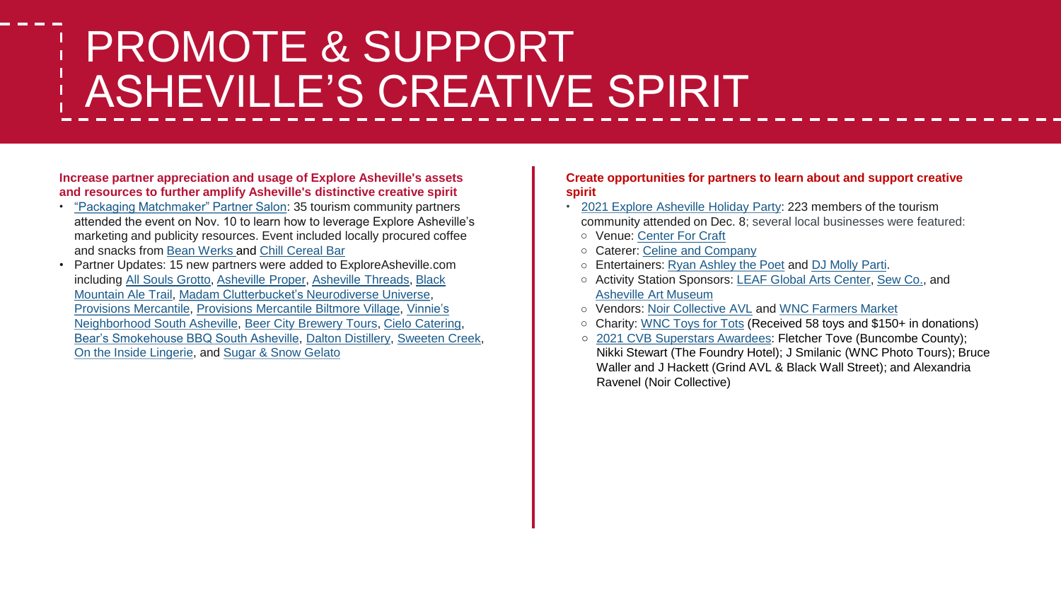# PROMOTE & SUPPORT ASHEVILLE'S CREATIVE SPIRIT

**Increase partner appreciation and usage of Explore Asheville's assets and resources to further amplify Asheville's distinctive creative spirit**

- "Packaging Matchmaker" Partner Salon: 35 tourism community partners attended the event on Nov. 10 to learn how to leverage Explore Asheville's marketing and publicity resources. Event included locally procured coffee and snacks from Bean Werks and Chill Cereal Bar
- Partner Updates: 15 new partners were added to ExploreAsheville.com including All Souls Grotto, Asheville Proper, Asheville Threads, Black Mountain Ale Trail, Madam Clutterbucket's Neurodiverse Universe, Provisions Mercantile, Provisions Mercantile Biltmore Village, Vinnie's Neighborhood South Asheville, Beer City Brewery Tours, Cielo Catering, Bear's Smokehouse BBQ South Asheville, Dalton Distillery, Sweeten Creek, On the Inside Lingerie, and Sugar & Snow Gelato

**Create opportunities for partners to learn about and support creative spirit**

- 2021 Explore Asheville Holiday Party: 223 members of the tourism community attended on Dec. 8; several local businesses were featured:
  - Venue: Center For Craft
  - Caterer: Celine and Company
  - Entertainers: Ryan Ashley the Poet and DJ Molly Parti.
  - Activity Station Sponsors: LEAF Global Arts Center, Sew Co., and Asheville Art Museum
  - Vendors: Noir Collective AVL and WNC Farmers Market
  - Charity: WNC Toys for Tots (Received 58 toys and $150+ in donations)
  - 2021 CVB Superstars Awardees: Fletcher Tove (Buncombe County); Nikki Stewart (The Foundry Hotel); J Smilanic (WNC Photo Tours); Bruce Waller and J Hackett (Grind AVL & Black Wall Street); and Alexandria Ravenel (Noir Collective)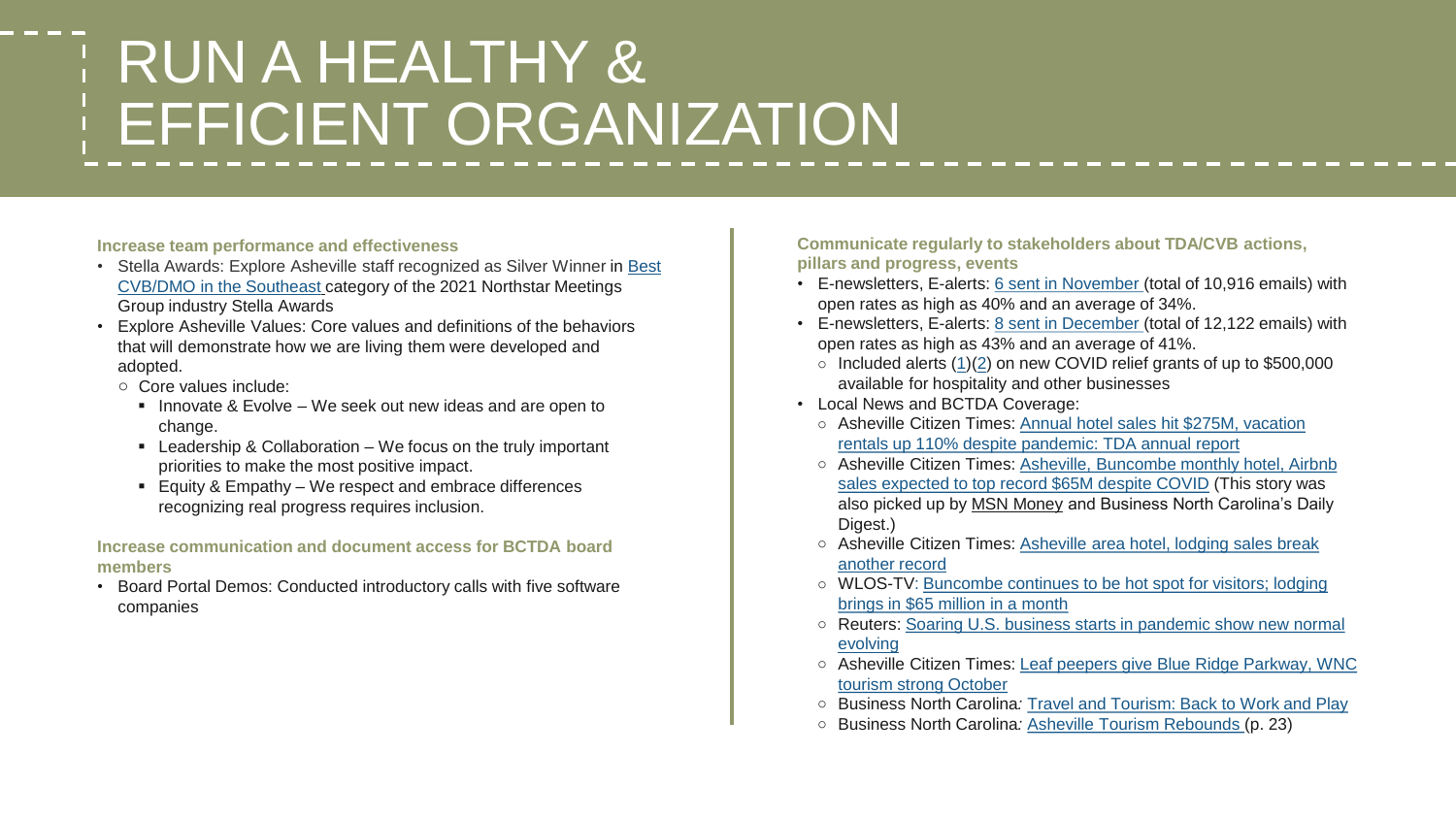# RUN A HEALTHY & EFFICIENT ORGANIZATION

**Increase team performance and effectiveness**

- Stella Awards: Explore Asheville staff recognized as Silver Winner in Best CVB/DMO in the Southeast category of the 2021 Northstar Meetings Group industry Stella Awards
- Explore Asheville Values: Core values and definitions of the behaviors that will demonstrate how we are living them were developed and adopted.
  - Core values include:
    - Innovate & Evolve – We seek out new ideas and are open to change.
    - Leadership & Collaboration – We focus on the truly important priorities to make the most positive impact.
    - Equity & Empathy – We respect and embrace differences recognizing real progress requires inclusion.

**Increase communication and document access for BCTDA board members**

- Board Portal Demos: Conducted introductory calls with five software companies

**Communicate regularly to stakeholders about TDA/CVB actions, pillars and progress, events**

- E-newsletters, E-alerts: 6 sent in November (total of 10,916 emails) with open rates as high as 40% and an average of 34%.
- E-newsletters, E-alerts: 8 sent in December (total of 12,122 emails) with open rates as high as 43% and an average of 41%.
  - Included alerts (1)(2) on new COVID relief grants of up to $500,000 available for hospitality and other businesses
- Local News and BCTDA Coverage:
  - Asheville Citizen Times: Annual hotel sales hit $275M, vacation rentals up 110% despite pandemic: TDA annual report
  - Asheville Citizen Times: Asheville, Buncombe monthly hotel, Airbnb sales expected to top record $65M despite COVID (This story was also picked up by MSN Money and Business North Carolina's Daily Digest.)
  - Asheville Citizen Times: Asheville area hotel, lodging sales break another record
  - WLOS-TV: Buncombe continues to be hot spot for visitors; lodging brings in $65 million in a month
  - Reuters: Soaring U.S. business starts in pandemic show new normal evolving
  - Asheville Citizen Times: Leaf peepers give Blue Ridge Parkway, WNC tourism strong October
  - Business North Carolina*:* Travel and Tourism: Back to Work and Play
  - Business North Carolina*:* Asheville Tourism Rebounds (p. 23)